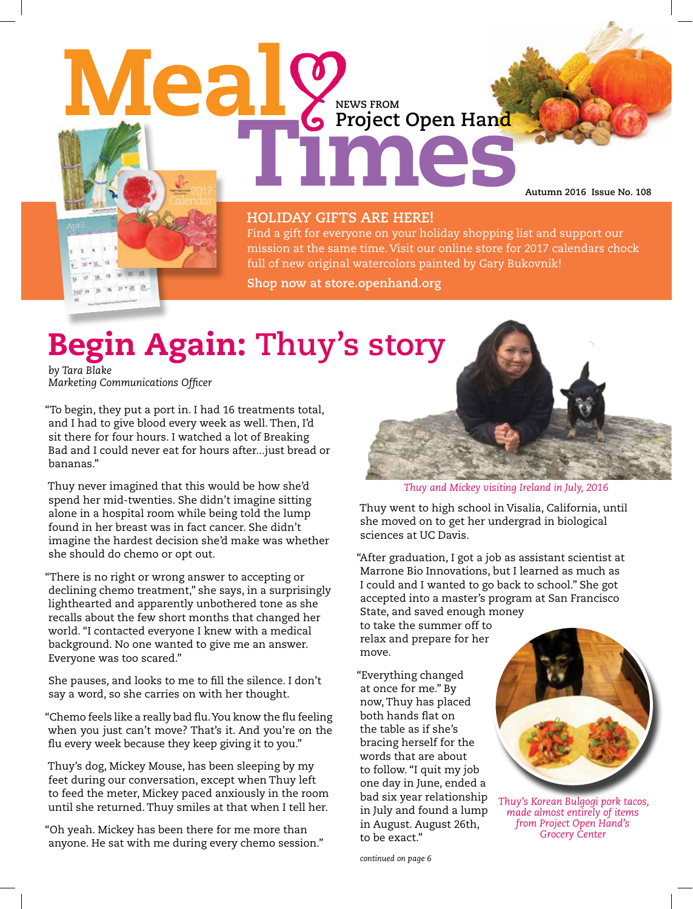# Meal Times

NEWS FROM **Project Open Hand**

Autumn 2016 Issue No. 108

## HOLIDAY GIFTS ARE HERE!

Find a gift for everyone on your holiday shopping list and support our mission at the same time. Visit our online store for 2017 calendars chock full of new original watercolors painted by Gary Bukovnik!

**Shop now at store.openhand.org**

# Begin Again: Thuy's story

*by Tara Blake*
*Marketing Communications Officer*

"To begin, they put a port in. I had 16 treatments total, and I had to give blood every week as well. Then, I'd sit there for four hours. I watched a lot of Breaking Bad and I could never eat for hours after...just bread or bananas."

Thuy never imagined that this would be how she'd spend her mid-twenties. She didn't imagine sitting alone in a hospital room while being told the lump found in her breast was in fact cancer. She didn't imagine the hardest decision she'd make was whether she should do chemo or opt out.

"There is no right or wrong answer to accepting or declining chemo treatment," she says, in a surprisingly lighthearted and apparently unbothered tone as she recalls about the few short months that changed her world. "I contacted everyone I knew with a medical background. No one wanted to give me an answer. Everyone was too scared."

She pauses, and looks to me to fill the silence. I don't say a word, so she carries on with her thought.

"Chemo feels like a really bad flu. You know the flu feeling when you just can't move? That's it. And you're on the flu every week because they keep giving it to you."

Thuy's dog, Mickey Mouse, has been sleeping by my feet during our conversation, except when Thuy left to feed the meter, Mickey paced anxiously in the room until she returned. Thuy smiles at that when I tell her.

"Oh yeah. Mickey has been there for me more than anyone. He sat with me during every chemo session."

*Thuy and Mickey visiting Ireland in July, 2016*

Thuy went to high school in Visalia, California, until she moved on to get her undergrad in biological sciences at UC Davis.

"After graduation, I got a job as assistant scientist at Marrone Bio Innovations, but I learned as much as I could and I wanted to go back to school." She got accepted into a master's program at San Francisco State, and saved enough money to take the summer off to relax and prepare for her move.

"Everything changed at once for me." By now, Thuy has placed both hands flat on the table as if she's bracing herself for the words that are about to follow. "I quit my job one day in June, ended a bad six year relationship in July and found a lump in August. August 26th, to be exact."

*Thuy's Korean Bulgogi pork tacos, made almost entirely of items from Project Open Hand's Grocery Center*

*continued on page 6*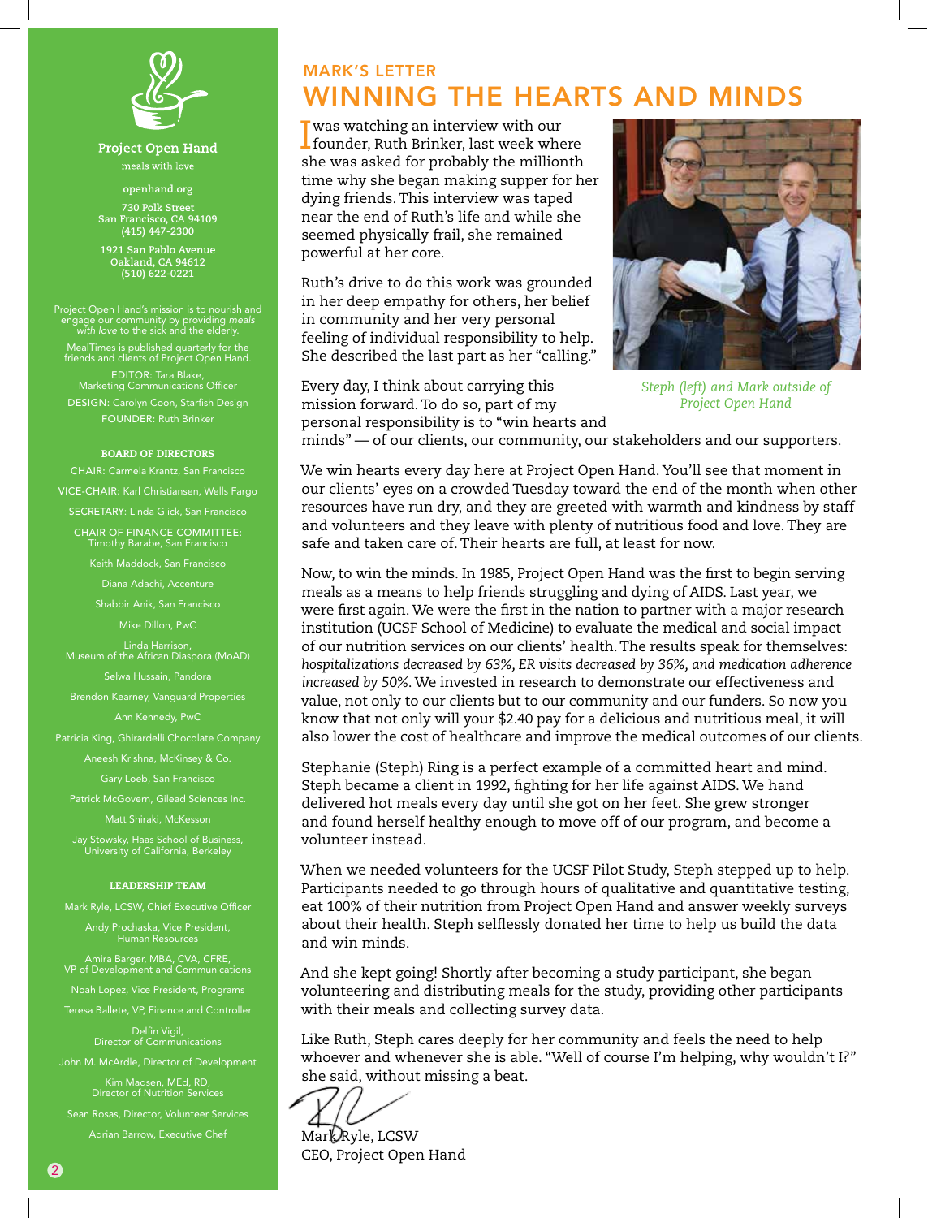Project Open Hand

meals with love

openhand.org

730 Polk Street
San Francisco, CA 94109
(415) 447-2300

1921 San Pablo Avenue
Oakland, CA 94612
(510) 622-0221

Project Open Hand's mission is to nourish and engage our community by providing *meals with love* to the sick and the elderly.

MealTimes is published quarterly for the friends and clients of Project Open Hand.

EDITOR: Tara Blake, Marketing Communications Officer

DESIGN: Carolyn Coon, Starfish Design

FOUNDER: Ruth Brinker

**BOARD OF DIRECTORS**

CHAIR: Carmela Krantz, San Francisco

VICE-CHAIR: Karl Christiansen, Wells Fargo

SECRETARY: Linda Glick, San Francisco

CHAIR OF FINANCE COMMITTEE: Timothy Barabe, San Francisco

Keith Maddock, San Francisco

Diana Adachi, Accenture

Shabbir Anik, San Francisco

Mike Dillon, PwC

Linda Harrison, Museum of the African Diaspora (MoAD)

Selwa Hussain, Pandora

Brendon Kearney, Vanguard Properties

Ann Kennedy, PwC

Patricia King, Ghirardelli Chocolate Company

Aneesh Krishna, McKinsey & Co.

Gary Loeb, San Francisco

Patrick McGovern, Gilead Sciences Inc.

Matt Shiraki, McKesson

Jay Stowsky, Haas School of Business, University of California, Berkeley

**LEADERSHIP TEAM**

Mark Ryle, LCSW, Chief Executive Officer

Andy Prochaska, Vice President, Human Resources

Amira Barger, MBA, CVA, CFRE, VP of Development and Communications

Noah Lopez, Vice President, Programs

Teresa Ballete, VP, Finance and Controller

Delfin Vigil, Director of Communications

John M. McArdle, Director of Development

Kim Madsen, MEd, RD, Director of Nutrition Services

Sean Rosas, Director, Volunteer Services

Adrian Barrow, Executive Chef

## MARK'S LETTER

# WINNING THE HEARTS AND MINDS

I was watching an interview with our founder, Ruth Brinker, last week where she was asked for probably the millionth time why she began making supper for her dying friends. This interview was taped near the end of Ruth's life and while she seemed physically frail, she remained powerful at her core.

Ruth's drive to do this work was grounded in her deep empathy for others, her belief in community and her very personal feeling of individual responsibility to help. She described the last part as her "calling."

*Steph (left) and Mark outside of Project Open Hand*

Every day, I think about carrying this mission forward. To do so, part of my personal responsibility is to "win hearts and minds" — of our clients, our community, our stakeholders and our supporters.

We win hearts every day here at Project Open Hand. You'll see that moment in our clients' eyes on a crowded Tuesday toward the end of the month when other resources have run dry, and they are greeted with warmth and kindness by staff and volunteers and they leave with plenty of nutritious food and love. They are safe and taken care of. Their hearts are full, at least for now.

Now, to win the minds. In 1985, Project Open Hand was the first to begin serving meals as a means to help friends struggling and dying of AIDS. Last year, we were first again. We were the first in the nation to partner with a major research institution (UCSF School of Medicine) to evaluate the medical and social impact of our nutrition services on our clients' health. The results speak for themselves: *hospitalizations decreased by 63%, ER visits decreased by 36%, and medication adherence increased by 50%*. We invested in research to demonstrate our effectiveness and value, not only to our clients but to our community and our funders. So now you know that not only will your $2.40 pay for a delicious and nutritious meal, it will also lower the cost of healthcare and improve the medical outcomes of our clients.

Stephanie (Steph) Ring is a perfect example of a committed heart and mind. Steph became a client in 1992, fighting for her life against AIDS. We hand delivered hot meals every day until she got on her feet. She grew stronger and found herself healthy enough to move off of our program, and become a volunteer instead.

When we needed volunteers for the UCSF Pilot Study, Steph stepped up to help. Participants needed to go through hours of qualitative and quantitative testing, eat 100% of their nutrition from Project Open Hand and answer weekly surveys about their health. Steph selflessly donated her time to help us build the data and win minds.

And she kept going! Shortly after becoming a study participant, she began volunteering and distributing meals for the study, providing other participants with their meals and collecting survey data.

Like Ruth, Steph cares deeply for her community and feels the need to help whoever and whenever she is able. "Well of course I'm helping, why wouldn't I?" she said, without missing a beat.

Mark Ryle, LCSW
CEO, Project Open Hand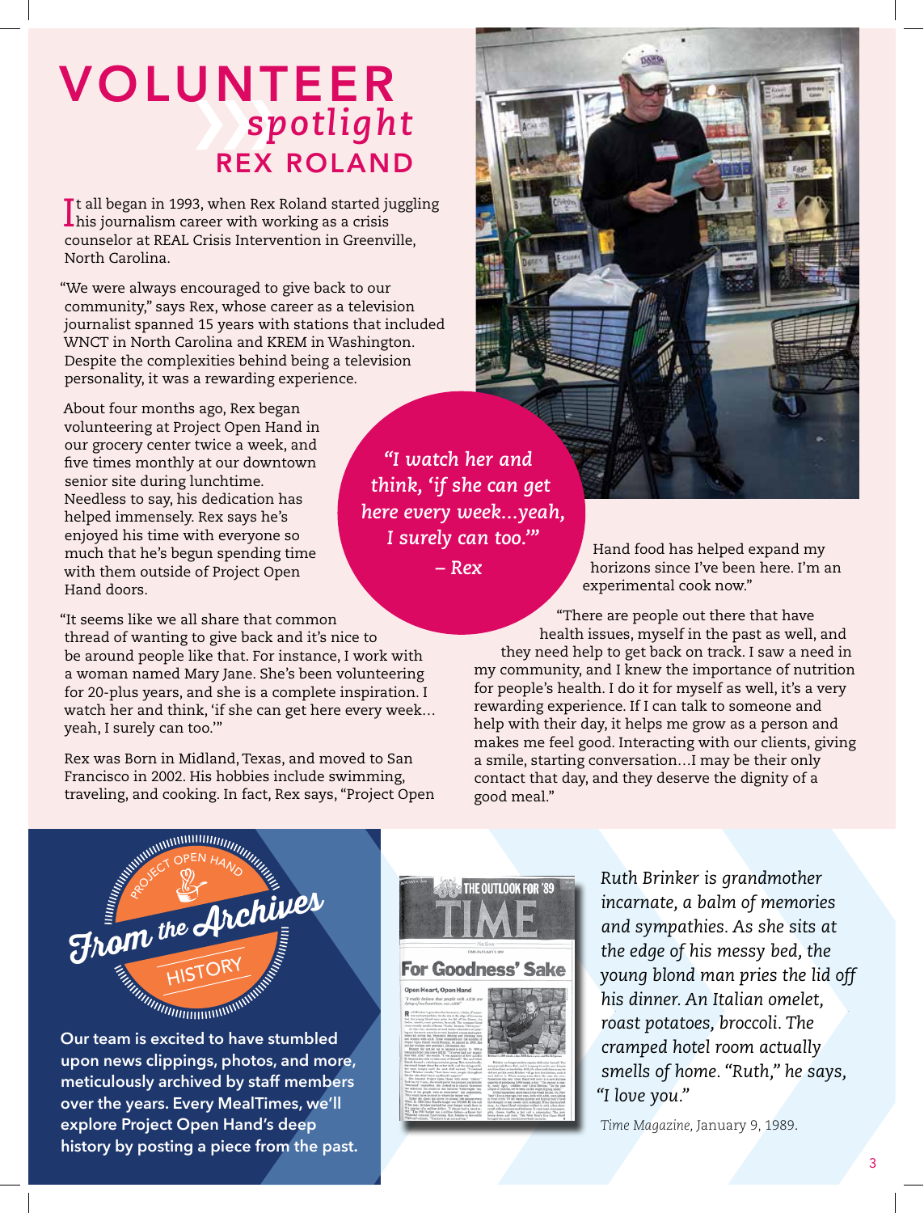# VOLUNTEER *spotlight*

## REX ROLAND

It all began in 1993, when Rex Roland started juggling his journalism career with working as a crisis counselor at REAL Crisis Intervention in Greenville, North Carolina.

"We were always encouraged to give back to our community," says Rex, whose career as a television journalist spanned 15 years with stations that included WNCT in North Carolina and KREM in Washington. Despite the complexities behind being a television personality, it was a rewarding experience.

About four months ago, Rex began volunteering at Project Open Hand in our grocery center twice a week, and five times monthly at our downtown senior site during lunchtime. Needless to say, his dedication has helped immensely. Rex says he's enjoyed his time with everyone so much that he's begun spending time with them outside of Project Open Hand doors.

"It seems like we all share that common thread of wanting to give back and it's nice to be around people like that. For instance, I work with a woman named Mary Jane. She's been volunteering for 20-plus years, and she is a complete inspiration. I watch her and think, 'if she can get here every week… yeah, I surely can too.'"

*"I watch her and think, 'if she can get here every week…yeah, I surely can too.'"*
*– Rex*

Rex was Born in Midland, Texas, and moved to San Francisco in 2002. His hobbies include swimming, traveling, and cooking. In fact, Rex says, "Project Open Hand food has helped expand my horizons since I've been here. I'm an experimental cook now."

"There are people out there that have health issues, myself in the past as well, and they need help to get back on track. I saw a need in my community, and I knew the importance of nutrition for people's health. I do it for myself as well, it's a very rewarding experience. If I can talk to someone and help with their day, it helps me grow as a person and makes me feel good. Interacting with our clients, giving a smile, starting conversation…I may be their only contact that day, and they deserve the dignity of a good meal."

## Project Open Hand — From the Archives — History

**Our team is excited to have stumbled upon news clippings, photos, and more, meticulously archived by staff members over the years. Every MealTimes, we'll explore Project Open Hand's deep history by posting a piece from the past.**

*Ruth Brinker is grandmother incarnate, a balm of memories and sympathies. As she sits at the edge of his messy bed, the young blond man pries the lid off his dinner. An Italian omelet, roast potatoes, broccoli. The cramped hotel room actually smells of home. "Ruth," he says, "I love you."*

*Time Magazine*, January 9, 1989.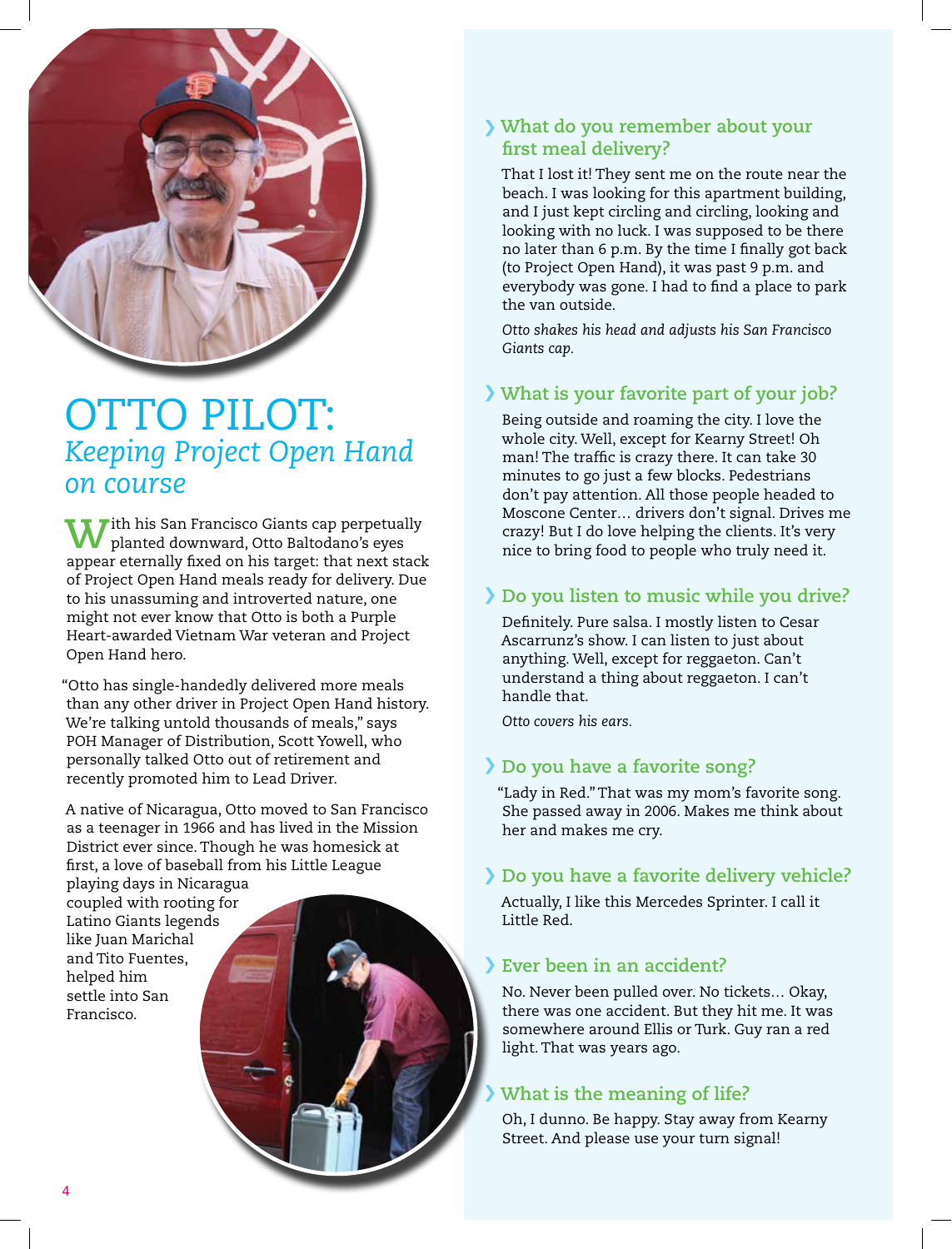# OTTO PILOT:
## *Keeping Project Open Hand on course*

With his San Francisco Giants cap perpetually planted downward, Otto Baltodano's eyes appear eternally fixed on his target: that next stack of Project Open Hand meals ready for delivery. Due to his unassuming and introverted nature, one might not ever know that Otto is both a Purple Heart-awarded Vietnam War veteran and Project Open Hand hero.

"Otto has single-handedly delivered more meals than any other driver in Project Open Hand history. We're talking untold thousands of meals," says POH Manager of Distribution, Scott Yowell, who personally talked Otto out of retirement and recently promoted him to Lead Driver.

A native of Nicaragua, Otto moved to San Francisco as a teenager in 1966 and has lived in the Mission District ever since. Though he was homesick at first, a love of baseball from his Little League playing days in Nicaragua coupled with rooting for Latino Giants legends like Juan Marichal and Tito Fuentes, helped him settle into San Francisco.

### › What do you remember about your first meal delivery?

That I lost it! They sent me on the route near the beach. I was looking for this apartment building, and I just kept circling and circling, looking and looking with no luck. I was supposed to be there no later than 6 p.m. By the time I finally got back (to Project Open Hand), it was past 9 p.m. and everybody was gone. I had to find a place to park the van outside.

*Otto shakes his head and adjusts his San Francisco Giants cap.*

### › What is your favorite part of your job?

Being outside and roaming the city. I love the whole city. Well, except for Kearny Street! Oh man! The traffic is crazy there. It can take 30 minutes to go just a few blocks. Pedestrians don't pay attention. All those people headed to Moscone Center… drivers don't signal. Drives me crazy! But I do love helping the clients. It's very nice to bring food to people who truly need it.

### › Do you listen to music while you drive?

Definitely. Pure salsa. I mostly listen to Cesar Ascarrunz's show. I can listen to just about anything. Well, except for reggaeton. Can't understand a thing about reggaeton. I can't handle that.

*Otto covers his ears.*

### › Do you have a favorite song?

"Lady in Red." That was my mom's favorite song. She passed away in 2006. Makes me think about her and makes me cry.

### › Do you have a favorite delivery vehicle?

Actually, I like this Mercedes Sprinter. I call it Little Red.

### › Ever been in an accident?

No. Never been pulled over. No tickets… Okay, there was one accident. But they hit me. It was somewhere around Ellis or Turk. Guy ran a red light. That was years ago.

### › What is the meaning of life?

Oh, I dunno. Be happy. Stay away from Kearny Street. And please use your turn signal!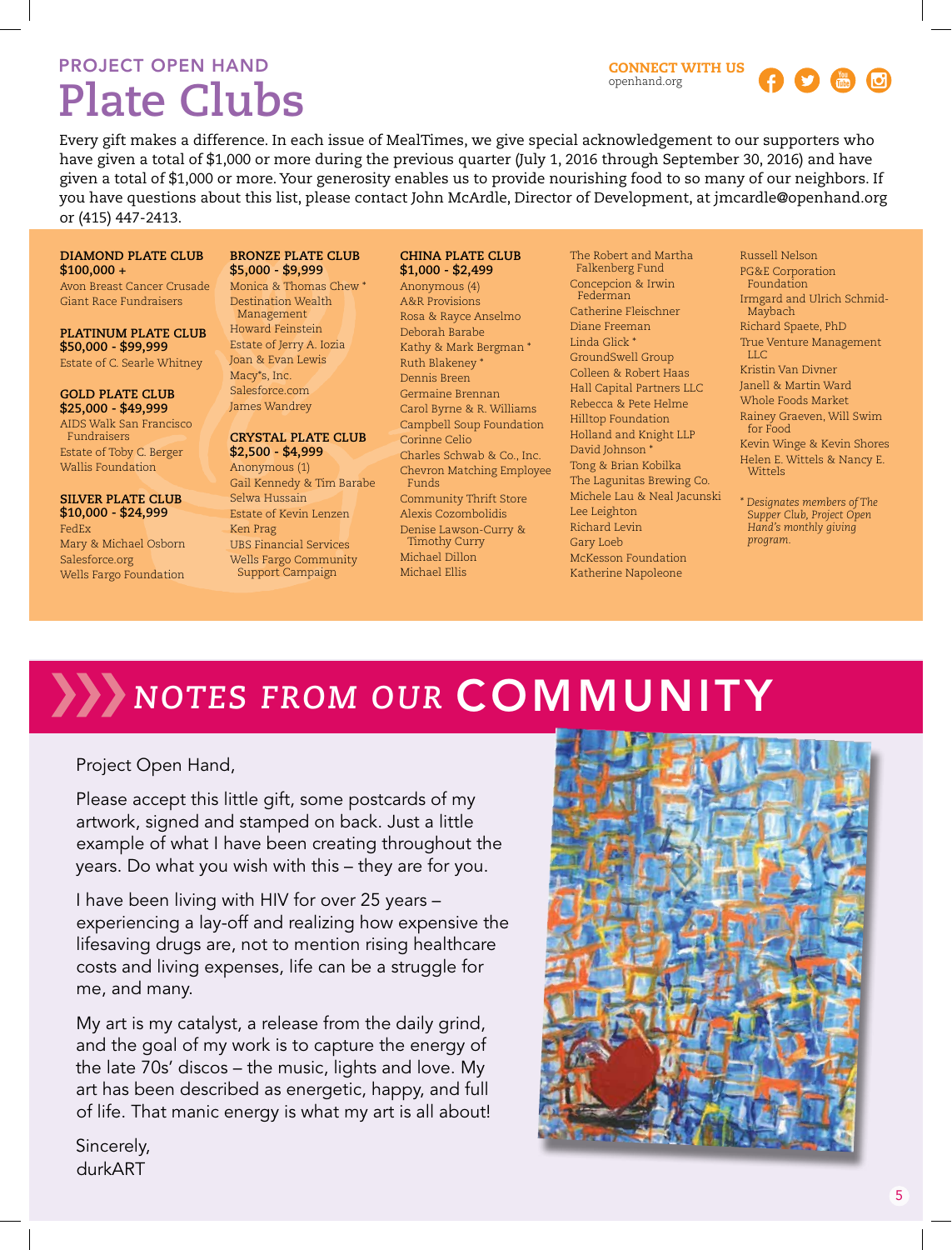## PROJECT OPEN HAND

# Plate Clubs

**CONNECT WITH US**
openhand.org

Every gift makes a difference. In each issue of MealTimes, we give special acknowledgement to our supporters who have given a total of $1,000 or more during the previous quarter (July 1, 2016 through September 30, 2016) and have given a total of $1,000 or more. Your generosity enables us to provide nourishing food to so many of our neighbors. If you have questions about this list, please contact John McArdle, Director of Development, at jmcardle@openhand.org or (415) 447-2413.

**DIAMOND PLATE CLUB**
**$100,000 +**

Avon Breast Cancer Crusade
Giant Race Fundraisers

**PLATINUM PLATE CLUB**
**$50,000 - $99,999**

Estate of C. Searle Whitney

**GOLD PLATE CLUB**
**$25,000 - $49,999**

AIDS Walk San Francisco Fundraisers
Estate of Toby C. Berger
Wallis Foundation

**SILVER PLATE CLUB**
**$10,000 - $24,999**

FedEx
Mary & Michael Osborn
Salesforce.org
Wells Fargo Foundation

**BRONZE PLATE CLUB**
**$5,000 - $9,999**

Monica & Thomas Chew *
Destination Wealth Management
Howard Feinstein
Estate of Jerry A. Iozia
Joan & Evan Lewis
Macy*s, Inc.
Salesforce.com
James Wandrey

**CRYSTAL PLATE CLUB**
**$2,500 - $4,999**

Anonymous (1)
Gail Kennedy & Tim Barabe
Selwa Hussain
Estate of Kevin Lenzen
Ken Prag
UBS Financial Services
Wells Fargo Community Support Campaign

**CHINA PLATE CLUB**
**$1,000 - $2,499**

Anonymous (4)
A&R Provisions
Rosa & Rayce Anselmo
Deborah Barabe
Kathy & Mark Bergman *
Ruth Blakeney *
Dennis Breen
Germaine Brennan
Carol Byrne & R. Williams
Campbell Soup Foundation
Corinne Celio
Charles Schwab & Co., Inc.
Chevron Matching Employee Funds
Community Thrift Store
Alexis Cozombolidis
Denise Lawson-Curry & Timothy Curry
Michael Dillon
Michael Ellis
The Robert and Martha Falkenberg Fund
Concepcion & Irwin Federman
Catherine Fleischner
Diane Freeman
Linda Glick *
GroundSwell Group
Colleen & Robert Haas
Hall Capital Partners LLC
Rebecca & Pete Helme
Hilltop Foundation
Holland and Knight LLP
David Johnson *
Tong & Brian Kobilka
The Lagunitas Brewing Co.
Michele Lau & Neal Jacunski
Lee Leighton
Richard Levin
Gary Loeb
McKesson Foundation
Katherine Napoleone
Russell Nelson
PG&E Corporation Foundation
Irmgard and Ulrich Schmid-Maybach
Richard Spaete, PhD
True Venture Management LLC
Kristin Van Divner
Janell & Martin Ward
Whole Foods Market
Rainey Graeven, Will Swim for Food
Kevin Winge & Kevin Shores
Helen E. Wittels & Nancy E. Wittels

*\* Designates members of The Supper Club, Project Open Hand's monthly giving program.*

# NOTES FROM OUR COMMUNITY

Project Open Hand,

Please accept this little gift, some postcards of my artwork, signed and stamped on back. Just a little example of what I have been creating throughout the years. Do what you wish with this – they are for you.

I have been living with HIV for over 25 years – experiencing a lay-off and realizing how expensive the lifesaving drugs are, not to mention rising healthcare costs and living expenses, life can be a struggle for me, and many.

My art is my catalyst, a release from the daily grind, and the goal of my work is to capture the energy of the late 70s' discos – the music, lights and love. My art has been described as energetic, happy, and full of life. That manic energy is what my art is all about!

Sincerely,
durkART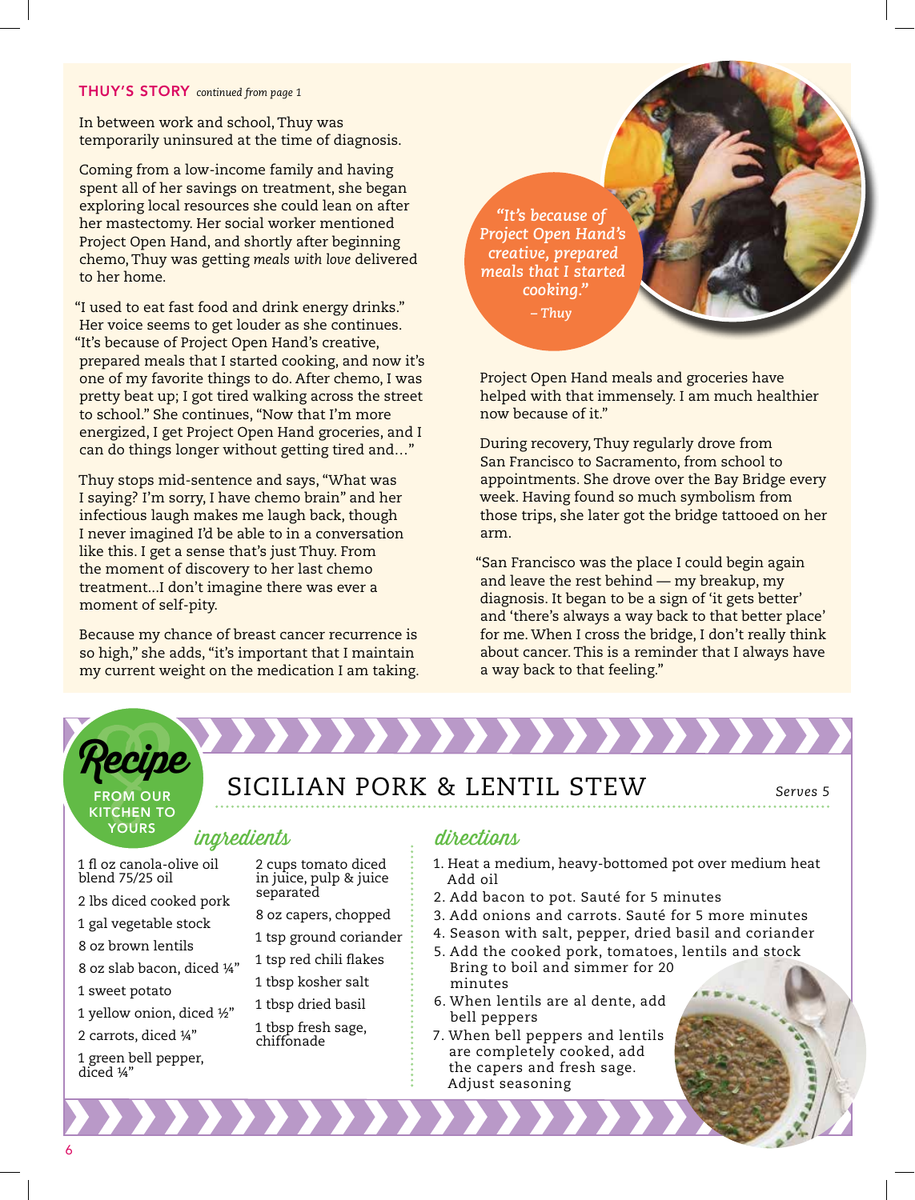## THUY'S STORY *continued from page 1*

In between work and school, Thuy was temporarily uninsured at the time of diagnosis.

Coming from a low-income family and having spent all of her savings on treatment, she began exploring local resources she could lean on after her mastectomy. Her social worker mentioned Project Open Hand, and shortly after beginning chemo, Thuy was getting *meals with love* delivered to her home.

"I used to eat fast food and drink energy drinks." Her voice seems to get louder as she continues. "It's because of Project Open Hand's creative, prepared meals that I started cooking, and now it's one of my favorite things to do. After chemo, I was pretty beat up; I got tired walking across the street to school." She continues, "Now that I'm more energized, I get Project Open Hand groceries, and I can do things longer without getting tired and..."

Thuy stops mid-sentence and says, "What was I saying? I'm sorry, I have chemo brain" and her infectious laugh makes me laugh back, though I never imagined I'd be able to in a conversation like this. I get a sense that's just Thuy. From the moment of discovery to her last chemo treatment...I don't imagine there was ever a moment of self-pity.

Because my chance of breast cancer recurrence is so high," she adds, "it's important that I maintain my current weight on the medication I am taking. Project Open Hand meals and groceries have helped with that immensely. I am much healthier now because of it."

*"It's because of Project Open Hand's creative, prepared meals that I started cooking."*
*– Thuy*

During recovery, Thuy regularly drove from San Francisco to Sacramento, from school to appointments. She drove over the Bay Bridge every week. Having found so much symbolism from those trips, she later got the bridge tattooed on her arm.

"San Francisco was the place I could begin again and leave the rest behind — my breakup, my diagnosis. It began to be a sign of 'it gets better' and 'there's always a way back to that better place' for me. When I cross the bridge, I don't really think about cancer. This is a reminder that I always have a way back to that feeling."

## Recipe FROM OUR KITCHEN TO YOURS

### SICILIAN PORK & LENTIL STEW

*Serves 5*

#### ingredients

- 1 fl oz canola-olive oil blend 75/25 oil
- 2 lbs diced cooked pork
- 1 gal vegetable stock
- 8 oz brown lentils
- 8 oz slab bacon, diced ¼"
- 1 sweet potato
- 1 yellow onion, diced ½"
- 2 carrots, diced ¼"
- 1 green bell pepper, diced ¼"
- 2 cups tomato diced in juice, pulp & juice separated
- 8 oz capers, chopped
- 1 tsp ground coriander
- 1 tsp red chili flakes
- 1 tbsp kosher salt
- 1 tbsp dried basil
- 1 tbsp fresh sage, chiffonade

#### directions

1. Heat a medium, heavy-bottomed pot over medium heat Add oil
2. Add bacon to pot. Sauté for 5 minutes
3. Add onions and carrots. Sauté for 5 more minutes
4. Season with salt, pepper, dried basil and coriander
5. Add the cooked pork, tomatoes, lentils and stock Bring to boil and simmer for 20 minutes
6. When lentils are al dente, add bell peppers
7. When bell peppers and lentils are completely cooked, add the capers and fresh sage. Adjust seasoning